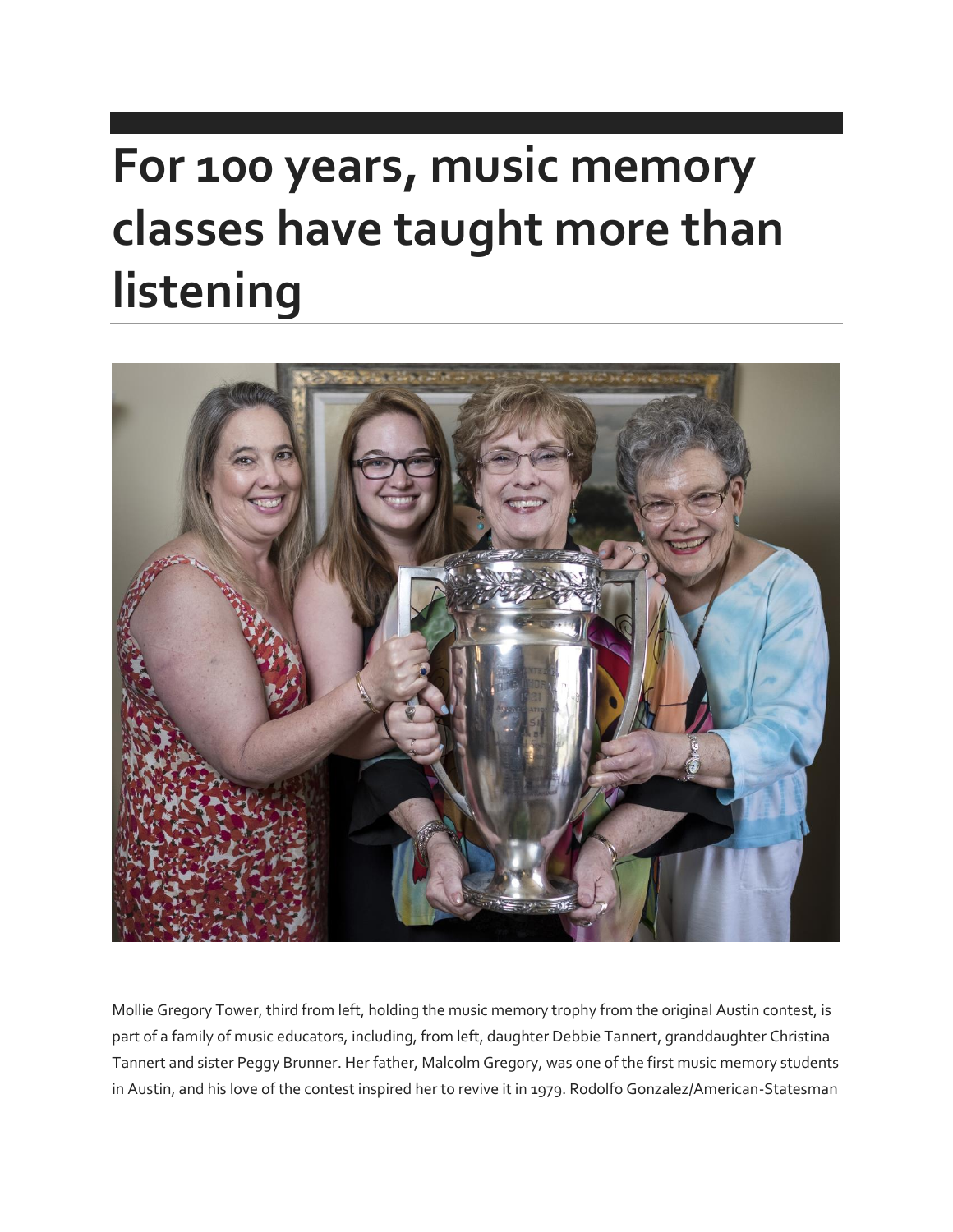# For 100 years, music memory classes have taught more than listening

Mollie Gregory Tower, third from left, holding the music memory trophy from the original Austin contest, is part of a family of music educators, including, from left, daughter Debbie Tannert, granddaughter Christina Tannert and sister Peggy Brunner. Her father, Malcolm Gregory, was one of the first music memory students in Austin, and his love of the contest inspired her to revive it in 1979. Rodolfo Gonzalez/American-Statesman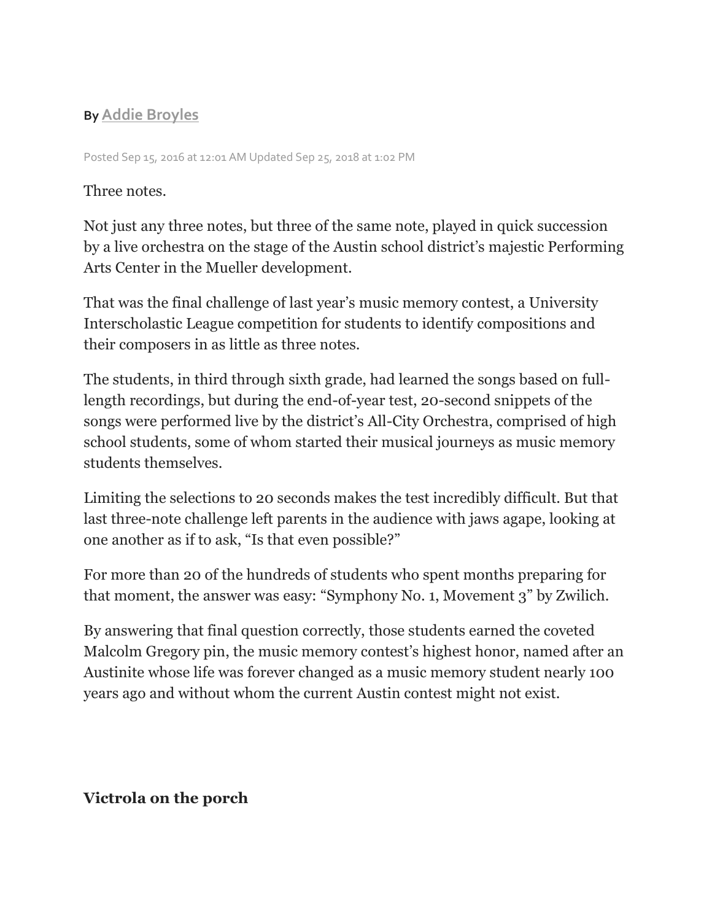By [Addie Broyles]

Posted Sep 15, 2016 at 12:01 AM Updated Sep 25, 2018 at 1:02 PM

Three notes.

Not just any three notes, but three of the same note, played in quick succession by a live orchestra on the stage of the Austin school district's majestic Performing Arts Center in the Mueller development.

That was the final challenge of last year's music memory contest, a University Interscholastic League competition for students to identify compositions and their composers in as little as three notes.

The students, in third through sixth grade, had learned the songs based on full-length recordings, but during the end-of-year test, 20-second snippets of the songs were performed live by the district's All-City Orchestra, comprised of high school students, some of whom started their musical journeys as music memory students themselves.

Limiting the selections to 20 seconds makes the test incredibly difficult. But that last three-note challenge left parents in the audience with jaws agape, looking at one another as if to ask, "Is that even possible?"

For more than 20 of the hundreds of students who spent months preparing for that moment, the answer was easy: "Symphony No. 1, Movement 3" by Zwilich.

By answering that final question correctly, those students earned the coveted Malcolm Gregory pin, the music memory contest's highest honor, named after an Austinite whose life was forever changed as a music memory student nearly 100 years ago and without whom the current Austin contest might not exist.

## Victrola on the porch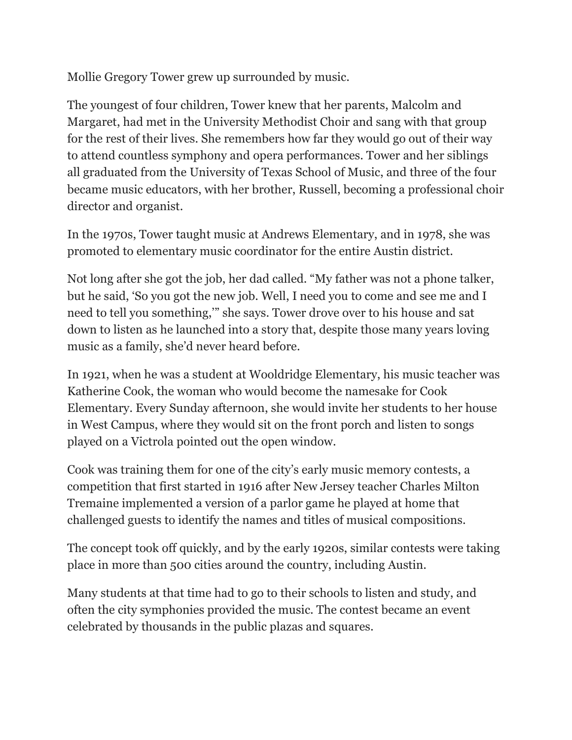Mollie Gregory Tower grew up surrounded by music.

The youngest of four children, Tower knew that her parents, Malcolm and Margaret, had met in the University Methodist Choir and sang with that group for the rest of their lives. She remembers how far they would go out of their way to attend countless symphony and opera performances. Tower and her siblings all graduated from the University of Texas School of Music, and three of the four became music educators, with her brother, Russell, becoming a professional choir director and organist.

In the 1970s, Tower taught music at Andrews Elementary, and in 1978, she was promoted to elementary music coordinator for the entire Austin district.

Not long after she got the job, her dad called. "My father was not a phone talker, but he said, 'So you got the new job. Well, I need you to come and see me and I need to tell you something,'" she says. Tower drove over to his house and sat down to listen as he launched into a story that, despite those many years loving music as a family, she'd never heard before.

In 1921, when he was a student at Wooldridge Elementary, his music teacher was Katherine Cook, the woman who would become the namesake for Cook Elementary. Every Sunday afternoon, she would invite her students to her house in West Campus, where they would sit on the front porch and listen to songs played on a Victrola pointed out the open window.

Cook was training them for one of the city's early music memory contests, a competition that first started in 1916 after New Jersey teacher Charles Milton Tremaine implemented a version of a parlor game he played at home that challenged guests to identify the names and titles of musical compositions.

The concept took off quickly, and by the early 1920s, similar contests were taking place in more than 500 cities around the country, including Austin.

Many students at that time had to go to their schools to listen and study, and often the city symphonies provided the music. The contest became an event celebrated by thousands in the public plazas and squares.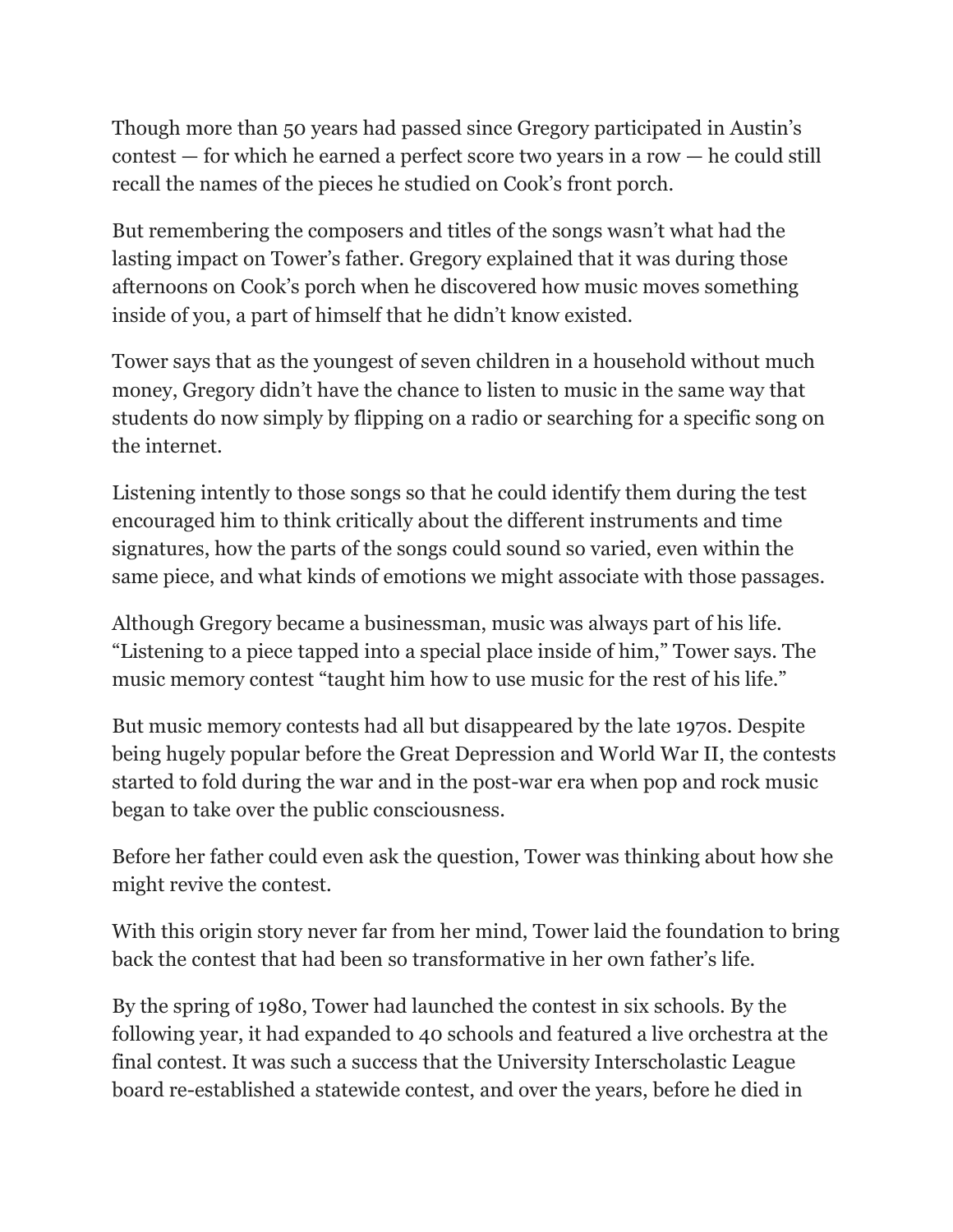Though more than 50 years had passed since Gregory participated in Austin's contest — for which he earned a perfect score two years in a row — he could still recall the names of the pieces he studied on Cook's front porch.

But remembering the composers and titles of the songs wasn't what had the lasting impact on Tower's father. Gregory explained that it was during those afternoons on Cook's porch when he discovered how music moves something inside of you, a part of himself that he didn't know existed.

Tower says that as the youngest of seven children in a household without much money, Gregory didn't have the chance to listen to music in the same way that students do now simply by flipping on a radio or searching for a specific song on the internet.

Listening intently to those songs so that he could identify them during the test encouraged him to think critically about the different instruments and time signatures, how the parts of the songs could sound so varied, even within the same piece, and what kinds of emotions we might associate with those passages.

Although Gregory became a businessman, music was always part of his life. "Listening to a piece tapped into a special place inside of him," Tower says. The music memory contest "taught him how to use music for the rest of his life."

But music memory contests had all but disappeared by the late 1970s. Despite being hugely popular before the Great Depression and World War II, the contests started to fold during the war and in the post-war era when pop and rock music began to take over the public consciousness.

Before her father could even ask the question, Tower was thinking about how she might revive the contest.

With this origin story never far from her mind, Tower laid the foundation to bring back the contest that had been so transformative in her own father's life.

By the spring of 1980, Tower had launched the contest in six schools. By the following year, it had expanded to 40 schools and featured a live orchestra at the final contest. It was such a success that the University Interscholastic League board re-established a statewide contest, and over the years, before he died in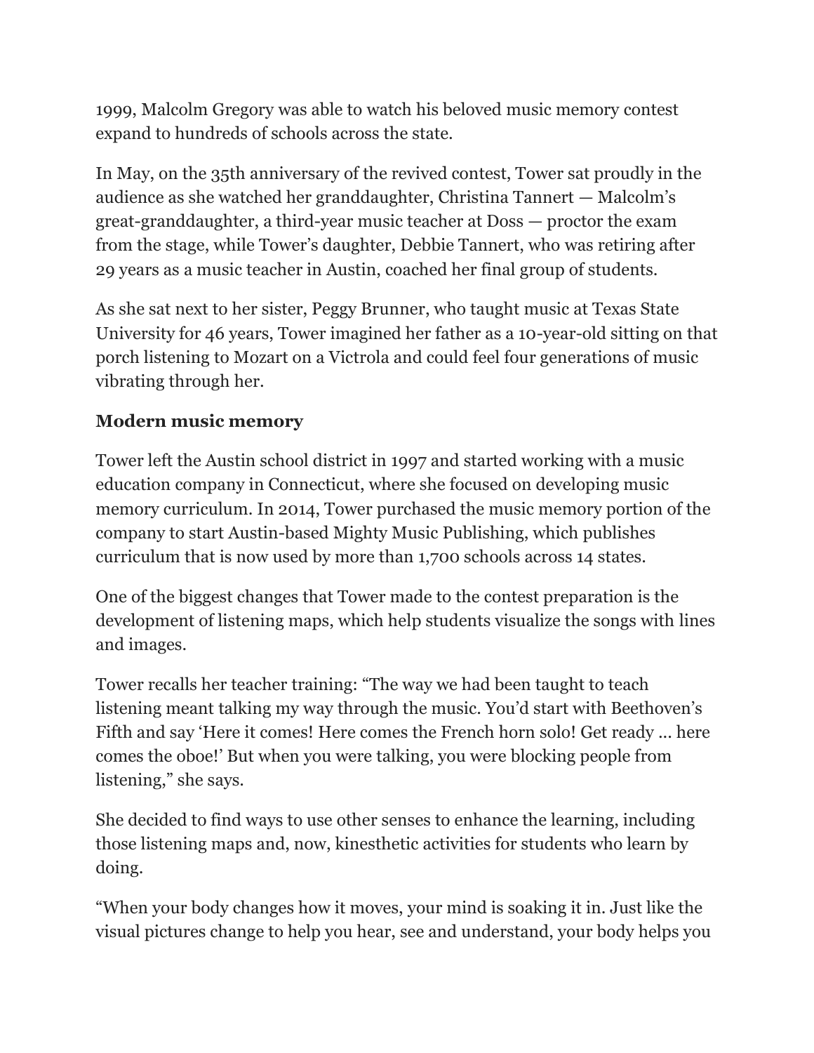1999, Malcolm Gregory was able to watch his beloved music memory contest expand to hundreds of schools across the state.

In May, on the 35th anniversary of the revived contest, Tower sat proudly in the audience as she watched her granddaughter, Christina Tannert — Malcolm's great-granddaughter, a third-year music teacher at Doss — proctor the exam from the stage, while Tower's daughter, Debbie Tannert, who was retiring after 29 years as a music teacher in Austin, coached her final group of students.

As she sat next to her sister, Peggy Brunner, who taught music at Texas State University for 46 years, Tower imagined her father as a 10-year-old sitting on that porch listening to Mozart on a Victrola and could feel four generations of music vibrating through her.

## Modern music memory

Tower left the Austin school district in 1997 and started working with a music education company in Connecticut, where she focused on developing music memory curriculum. In 2014, Tower purchased the music memory portion of the company to start Austin-based Mighty Music Publishing, which publishes curriculum that is now used by more than 1,700 schools across 14 states.

One of the biggest changes that Tower made to the contest preparation is the development of listening maps, which help students visualize the songs with lines and images.

Tower recalls her teacher training: "The way we had been taught to teach listening meant talking my way through the music. You'd start with Beethoven's Fifth and say 'Here it comes! Here comes the French horn solo! Get ready ... here comes the oboe!' But when you were talking, you were blocking people from listening," she says.

She decided to find ways to use other senses to enhance the learning, including those listening maps and, now, kinesthetic activities for students who learn by doing.

"When your body changes how it moves, your mind is soaking it in. Just like the visual pictures change to help you hear, see and understand, your body helps you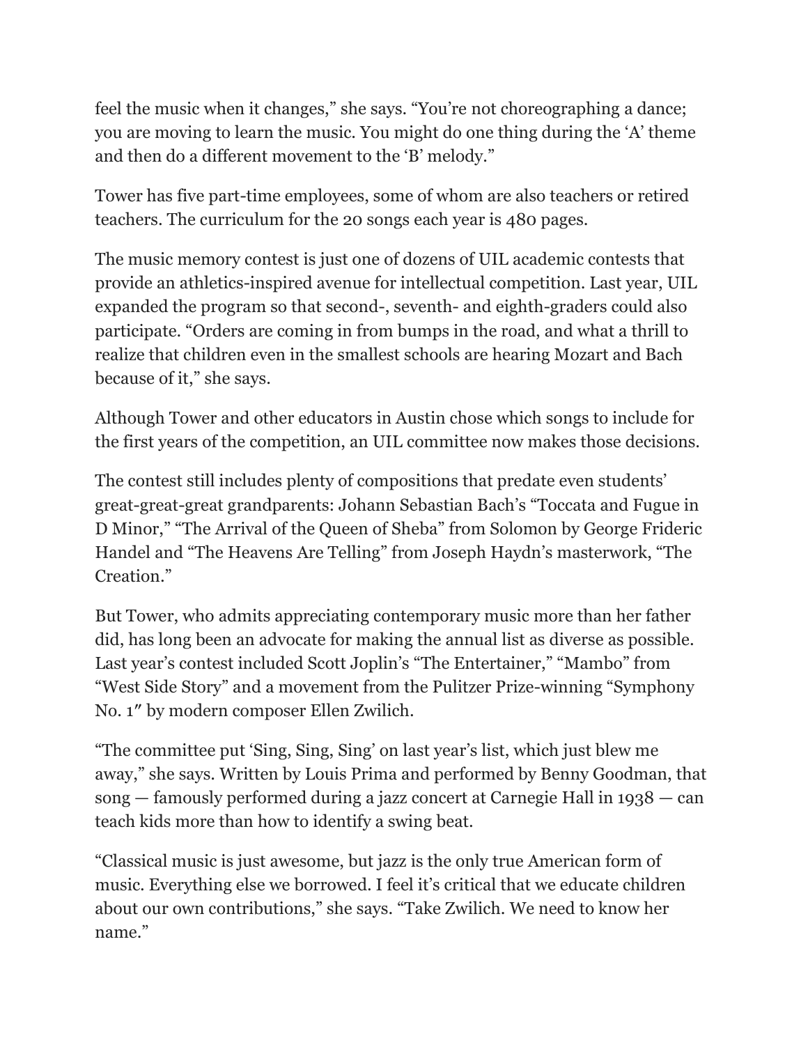feel the music when it changes," she says. "You're not choreographing a dance; you are moving to learn the music. You might do one thing during the 'A' theme and then do a different movement to the 'B' melody."

Tower has five part-time employees, some of whom are also teachers or retired teachers. The curriculum for the 20 songs each year is 480 pages.

The music memory contest is just one of dozens of UIL academic contests that provide an athletics-inspired avenue for intellectual competition. Last year, UIL expanded the program so that second-, seventh- and eighth-graders could also participate. "Orders are coming in from bumps in the road, and what a thrill to realize that children even in the smallest schools are hearing Mozart and Bach because of it," she says.

Although Tower and other educators in Austin chose which songs to include for the first years of the competition, an UIL committee now makes those decisions.

The contest still includes plenty of compositions that predate even students' great-great-great grandparents: Johann Sebastian Bach's "Toccata and Fugue in D Minor," "The Arrival of the Queen of Sheba" from Solomon by George Frideric Handel and "The Heavens Are Telling" from Joseph Haydn's masterwork, "The Creation."

But Tower, who admits appreciating contemporary music more than her father did, has long been an advocate for making the annual list as diverse as possible. Last year's contest included Scott Joplin's "The Entertainer," "Mambo" from "West Side Story" and a movement from the Pulitzer Prize-winning "Symphony No. 1″ by modern composer Ellen Zwilich.

"The committee put 'Sing, Sing, Sing' on last year's list, which just blew me away," she says. Written by Louis Prima and performed by Benny Goodman, that song — famously performed during a jazz concert at Carnegie Hall in 1938 — can teach kids more than how to identify a swing beat.

"Classical music is just awesome, but jazz is the only true American form of music. Everything else we borrowed. I feel it's critical that we educate children about our own contributions," she says. "Take Zwilich. We need to know her name."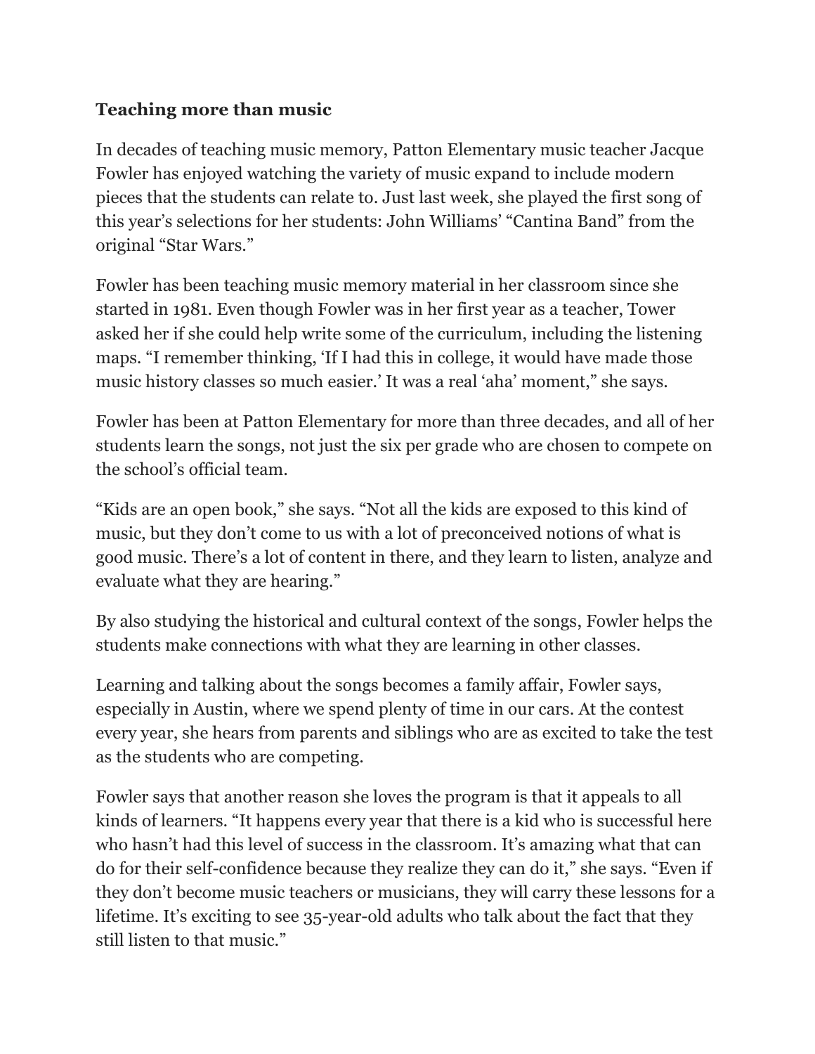**Teaching more than music**

In decades of teaching music memory, Patton Elementary music teacher Jacque Fowler has enjoyed watching the variety of music expand to include modern pieces that the students can relate to. Just last week, she played the first song of this year's selections for her students: John Williams' "Cantina Band" from the original "Star Wars."

Fowler has been teaching music memory material in her classroom since she started in 1981. Even though Fowler was in her first year as a teacher, Tower asked her if she could help write some of the curriculum, including the listening maps. "I remember thinking, 'If I had this in college, it would have made those music history classes so much easier.' It was a real 'aha' moment," she says.

Fowler has been at Patton Elementary for more than three decades, and all of her students learn the songs, not just the six per grade who are chosen to compete on the school's official team.

"Kids are an open book," she says. "Not all the kids are exposed to this kind of music, but they don't come to us with a lot of preconceived notions of what is good music. There's a lot of content in there, and they learn to listen, analyze and evaluate what they are hearing."

By also studying the historical and cultural context of the songs, Fowler helps the students make connections with what they are learning in other classes.

Learning and talking about the songs becomes a family affair, Fowler says, especially in Austin, where we spend plenty of time in our cars. At the contest every year, she hears from parents and siblings who are as excited to take the test as the students who are competing.

Fowler says that another reason she loves the program is that it appeals to all kinds of learners. "It happens every year that there is a kid who is successful here who hasn't had this level of success in the classroom. It's amazing what that can do for their self-confidence because they realize they can do it," she says. "Even if they don't become music teachers or musicians, they will carry these lessons for a lifetime. It's exciting to see 35-year-old adults who talk about the fact that they still listen to that music."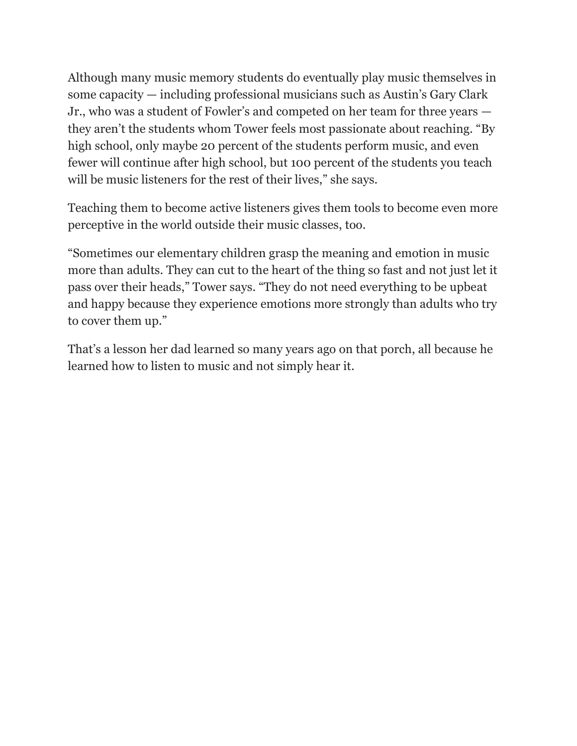Although many music memory students do eventually play music themselves in some capacity — including professional musicians such as Austin's Gary Clark Jr., who was a student of Fowler's and competed on her team for three years — they aren't the students whom Tower feels most passionate about reaching. "By high school, only maybe 20 percent of the students perform music, and even fewer will continue after high school, but 100 percent of the students you teach will be music listeners for the rest of their lives," she says.

Teaching them to become active listeners gives them tools to become even more perceptive in the world outside their music classes, too.

"Sometimes our elementary children grasp the meaning and emotion in music more than adults. They can cut to the heart of the thing so fast and not just let it pass over their heads," Tower says. "They do not need everything to be upbeat and happy because they experience emotions more strongly than adults who try to cover them up."

That's a lesson her dad learned so many years ago on that porch, all because he learned how to listen to music and not simply hear it.